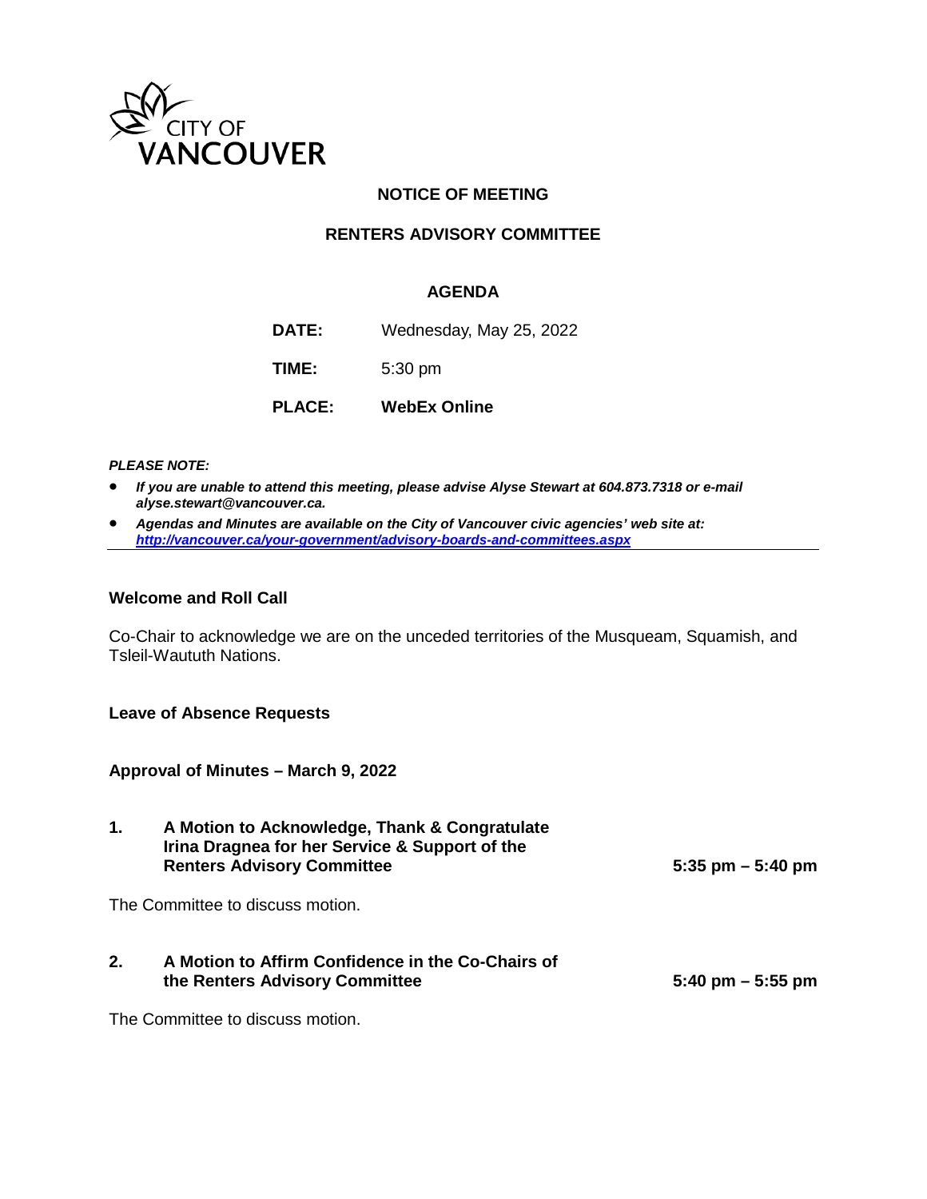CITY OF
VANCOUVER

## NOTICE OF MEETING

## RENTERS ADVISORY COMMITTEE

### AGENDA

**DATE:** Wednesday, May 25, 2022

**TIME:** 5:30 pm

**PLACE:** **WebEx Online**

***PLEASE NOTE:***

- ***If you are unable to attend this meeting, please advise Alyse Stewart at 604.873.7318 or e-mail alyse.stewart@vancouver.ca.***
- ***Agendas and Minutes are available on the City of Vancouver civic agencies' web site at: http://vancouver.ca/your-government/advisory-boards-and-committees.aspx***

---

**Welcome and Roll Call**

Co-Chair to acknowledge we are on the unceded territories of the Musqueam, Squamish, and Tsleil-Waututh Nations.

**Leave of Absence Requests**

**Approval of Minutes – March 9, 2022**

**1. A Motion to Acknowledge, Thank & Congratulate Irina Dragnea for her Service & Support of the Renters Advisory Committee** **5:35 pm – 5:40 pm**

The Committee to discuss motion.

**2. A Motion to Affirm Confidence in the Co-Chairs of the Renters Advisory Committee** **5:40 pm – 5:55 pm**

The Committee to discuss motion.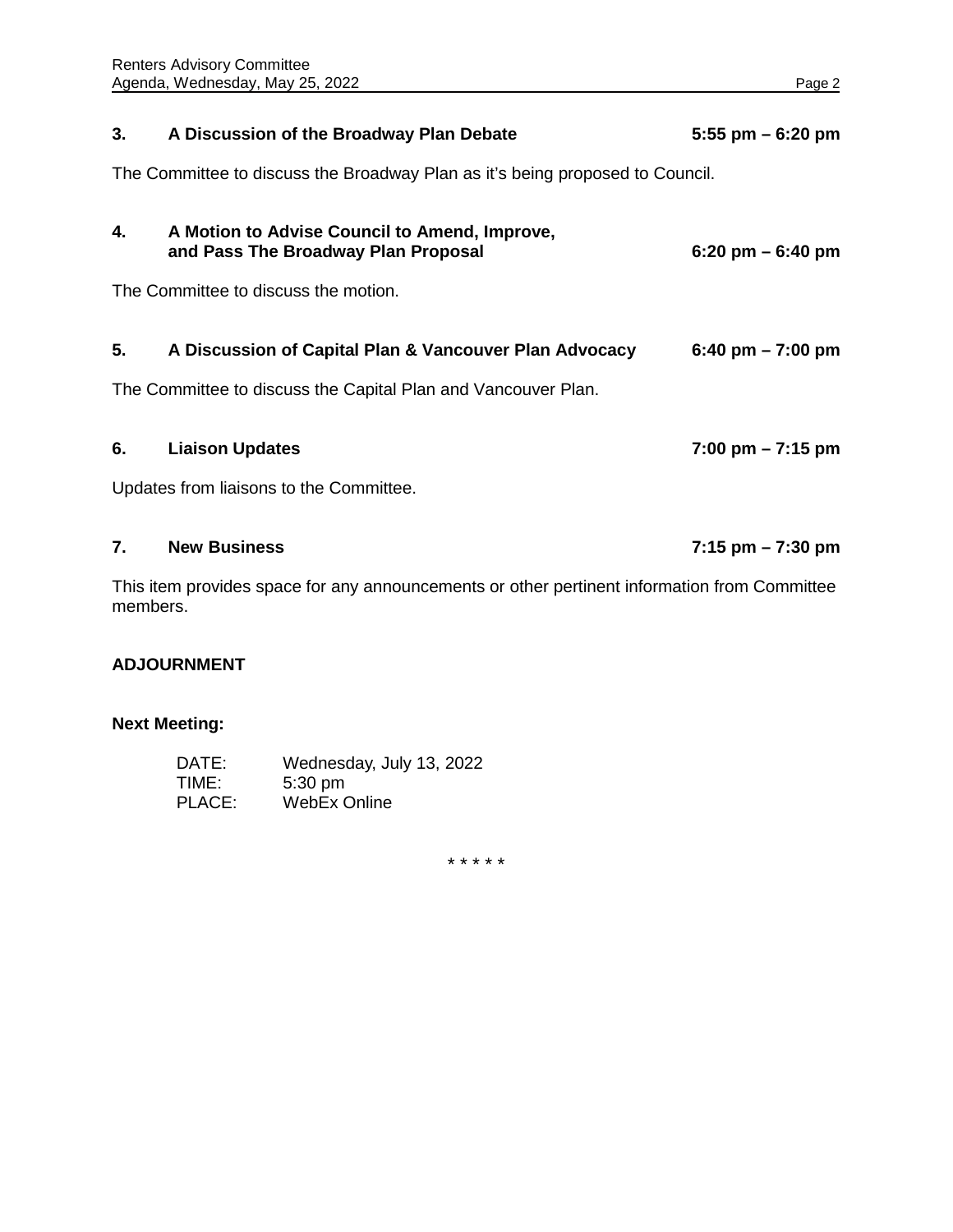### 3. A Discussion of the Broadway Plan Debate — 5:55 pm – 6:20 pm

The Committee to discuss the Broadway Plan as it's being proposed to Council.

### 4. A Motion to Advise Council to Amend, Improve, and Pass The Broadway Plan Proposal — 6:20 pm – 6:40 pm

The Committee to discuss the motion.

### 5. A Discussion of Capital Plan & Vancouver Plan Advocacy — 6:40 pm – 7:00 pm

The Committee to discuss the Capital Plan and Vancouver Plan.

### 6. Liaison Updates — 7:00 pm – 7:15 pm

Updates from liaisons to the Committee.

### 7. New Business — 7:15 pm – 7:30 pm

This item provides space for any announcements or other pertinent information from Committee members.

**ADJOURNMENT**

**Next Meeting:**

DATE: Wednesday, July 13, 2022
TIME: 5:30 pm
PLACE: WebEx Online

* * * * *